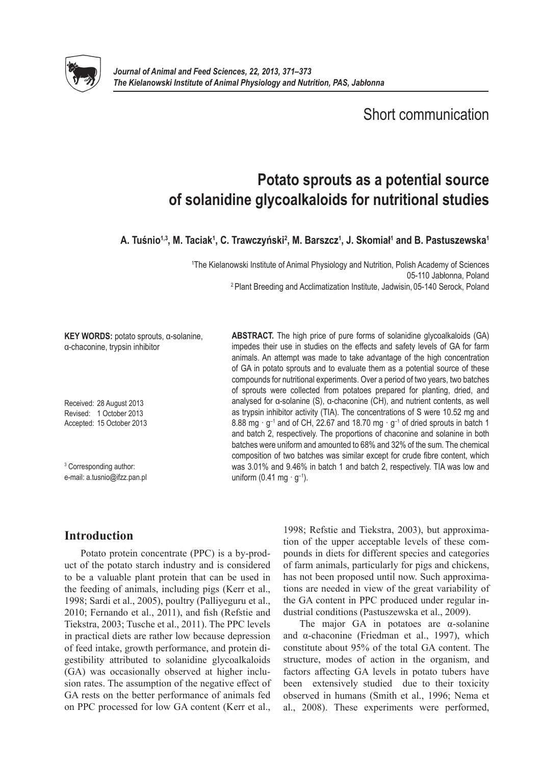Short communication

# Potato sprouts as a potential source of solanidine glycoalkaloids for nutritional studies

**A. Tuśnio[1,3], M. Taciak[1], C. Trawczyński[2], M. Barszcz[1], J. Skomiał[1] and B. Pastuszewska[1]**

[1]The Kielanowski Institute of Animal Physiology and Nutrition, Polish Academy of Sciences 05-110 Jabłonna, Poland

[2]Plant Breeding and Acclimatization Institute, Jadwisin, 05-140 Serock, Poland

**KEY WORDS:** potato sprouts, α-solanine, α-chaconine, trypsin inhibitor

Received: 28 August 2013
Revised: 1 October 2013
Accepted: 15 October 2013

[3] Corresponding author: e-mail: a.tusnio@ifzz.pan.pl

**ABSTRACT.** The high price of pure forms of solanidine glycoalkaloids (GA) impedes their use in studies on the effects and safety levels of GA for farm animals. An attempt was made to take advantage of the high concentration of GA in potato sprouts and to evaluate them as a potential source of these compounds for nutritional experiments. Over a period of two years, two batches of sprouts were collected from potatoes prepared for planting, dried, and analysed for α-solanine (S), α-chaconine (CH), and nutrient contents, as well as trypsin inhibitor activity (TIA). The concentrations of S were 10.52 mg and 8.88 mg · g$^{-1}$ and of CH, 22.67 and 18.70 mg · g$^{-1}$ of dried sprouts in batch 1 and batch 2, respectively. The proportions of chaconine and solanine in both batches were uniform and amounted to 68% and 32% of the sum. The chemical composition of two batches was similar except for crude fibre content, which was 3.01% and 9.46% in batch 1 and batch 2, respectively. TIA was low and uniform (0.41 mg · g$^{-1}$).

## Introduction

Potato protein concentrate (PPC) is a by-product of the potato starch industry and is considered to be a valuable plant protein that can be used in the feeding of animals, including pigs (Kerr et al., 1998; Sardi et al., 2005), poultry (Palliyeguru et al., 2010; Fernando et al., 2011), and fish (Refstie and Tiekstra, 2003; Tusche et al., 2011). The PPC levels in practical diets are rather low because depression of feed intake, growth performance, and protein digestibility attributed to solanidine glycoalkaloids (GA) was occasionally observed at higher inclusion rates. The assumption of the negative effect of GA rests on the better performance of animals fed on PPC processed for low GA content (Kerr et al., 1998; Refstie and Tiekstra, 2003), but approximation of the upper acceptable levels of these compounds in diets for different species and categories of farm animals, particularly for pigs and chickens, has not been proposed until now. Such approximations are needed in view of the great variability of the GA content in PPC produced under regular industrial conditions (Pastuszewska et al., 2009).

The major GA in potatoes are α-solanine and α-chaconine (Friedman et al., 1997), which constitute about 95% of the total GA content. The structure, modes of action in the organism, and factors affecting GA levels in potato tubers have been extensively studied due to their toxicity observed in humans (Smith et al., 1996; Nema et al., 2008). These experiments were performed,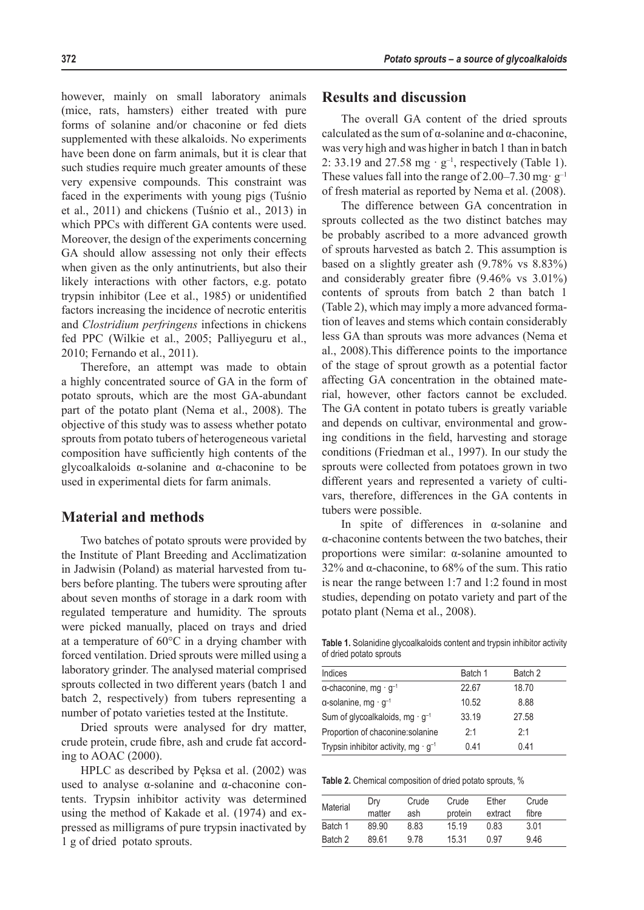however, mainly on small laboratory animals (mice, rats, hamsters) either treated with pure forms of solanine and/or chaconine or fed diets supplemented with these alkaloids. No experiments have been done on farm animals, but it is clear that such studies require much greater amounts of these very expensive compounds. This constraint was faced in the experiments with young pigs (Tuśnio et al., 2011) and chickens (Tuśnio et al., 2013) in which PPCs with different GA contents were used. Moreover, the design of the experiments concerning GA should allow assessing not only their effects when given as the only antinutrients, but also their likely interactions with other factors, e.g. potato trypsin inhibitor (Lee et al., 1985) or unidentified factors increasing the incidence of necrotic enteritis and *Clostridium perfringens* infections in chickens fed PPC (Wilkie et al., 2005; Palliyeguru et al., 2010; Fernando et al., 2011).

Therefore, an attempt was made to obtain a highly concentrated source of GA in the form of potato sprouts, which are the most GA-abundant part of the potato plant (Nema et al., 2008). The objective of this study was to assess whether potato sprouts from potato tubers of heterogeneous varietal composition have sufficiently high contents of the glycoalkaloids α-solanine and α-chaconine to be used in experimental diets for farm animals.

## Material and methods

Two batches of potato sprouts were provided by the Institute of Plant Breeding and Acclimatization in Jadwisin (Poland) as material harvested from tubers before planting. The tubers were sprouting after about seven months of storage in a dark room with regulated temperature and humidity. The sprouts were picked manually, placed on trays and dried at a temperature of 60°C in a drying chamber with forced ventilation. Dried sprouts were milled using a laboratory grinder. The analysed material comprised sprouts collected in two different years (batch 1 and batch 2, respectively) from tubers representing a number of potato varieties tested at the Institute.

Dried sprouts were analysed for dry matter, crude protein, crude fibre, ash and crude fat according to AOAC (2000).

HPLC as described by Pęksa et al. (2002) was used to analyse α-solanine and α-chaconine contents. Trypsin inhibitor activity was determined using the method of Kakade et al. (1974) and expressed as milligrams of pure trypsin inactivated by 1 g of dried potato sprouts.

## Results and discussion

The overall GA content of the dried sprouts calculated as the sum of α-solanine and α-chaconine, was very high and was higher in batch 1 than in batch 2: 33.19 and 27.58 mg · g$^{-1}$, respectively (Table 1). These values fall into the range of 2.00–7.30 mg· g$^{-1}$ of fresh material as reported by Nema et al. (2008).

The difference between GA concentration in sprouts collected as the two distinct batches may be probably ascribed to a more advanced growth of sprouts harvested as batch 2. This assumption is based on a slightly greater ash (9.78% vs 8.83%) and considerably greater fibre (9.46% vs 3.01%) contents of sprouts from batch 2 than batch 1 (Table 2), which may imply a more advanced formation of leaves and stems which contain considerably less GA than sprouts was more advances (Nema et al., 2008).This difference points to the importance of the stage of sprout growth as a potential factor affecting GA concentration in the obtained material, however, other factors cannot be excluded. The GA content in potato tubers is greatly variable and depends on cultivar, environmental and growing conditions in the field, harvesting and storage conditions (Friedman et al., 1997). In our study the sprouts were collected from potatoes grown in two different years and represented a variety of cultivars, therefore, differences in the GA contents in tubers were possible.

In spite of differences in α-solanine and α-chaconine contents between the two batches, their proportions were similar: α-solanine amounted to 32% and α-chaconine, to 68% of the sum. This ratio is near the range between 1:7 and 1:2 found in most studies, depending on potato variety and part of the potato plant (Nema et al., 2008).

**Table 1.** Solanidine glycoalkaloids content and trypsin inhibitor activity of dried potato sprouts

| Indices | Batch 1 | Batch 2 |
|---|---|---|
| α-chaconine, mg · g$^{-1}$ | 22.67 | 18.70 |
| α-solanine, mg · g$^{-1}$ | 10.52 | 8.88 |
| Sum of glycoalkaloids, mg · g$^{-1}$ | 33.19 | 27.58 |
| Proportion of chaconine:solanine | 2:1 | 2:1 |
| Trypsin inhibitor activity, mg · g$^{-1}$ | 0.41 | 0.41 |

**Table 2.** Chemical composition of dried potato sprouts, %

| Material | Dry matter | Crude ash | Crude protein | Ether extract | Crude fibre |
|---|---|---|---|---|---|
| Batch 1 | 89.90 | 8.83 | 15.19 | 0.83 | 3.01 |
| Batch 2 | 89.61 | 9.78 | 15.31 | 0.97 | 9.46 |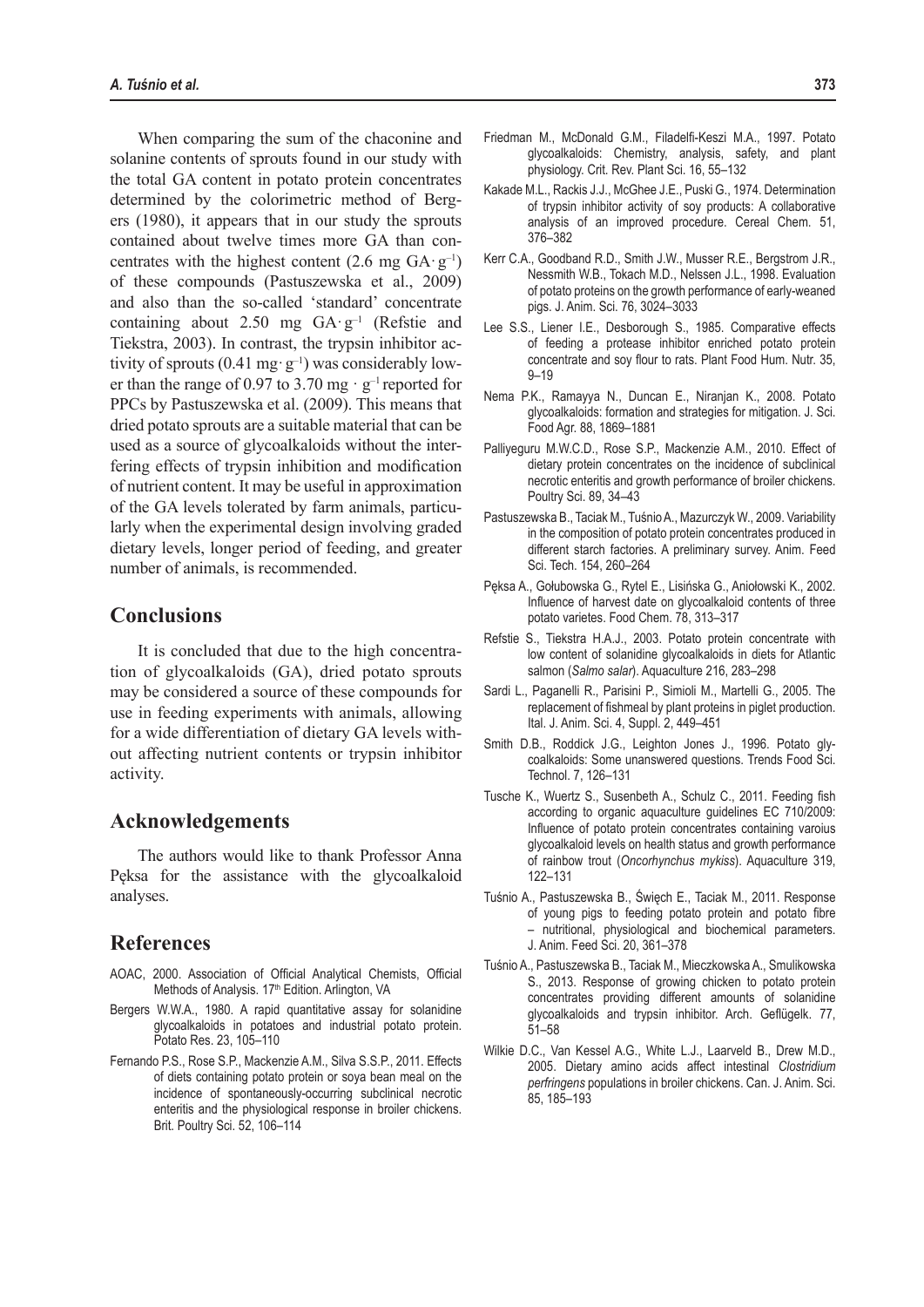When comparing the sum of the chaconine and solanine contents of sprouts found in our study with the total GA content in potato protein concentrates determined by the colorimetric method of Bergers (1980), it appears that in our study the sprouts contained about twelve times more GA than concentrates with the highest content (2.6 mg $GA \cdot g^{-1}$) of these compounds (Pastuszewska et al., 2009) and also than the so-called 'standard' concentrate containing about 2.50 mg $GA \cdot g^{-1}$ (Refstie and Tiekstra, 2003). In contrast, the trypsin inhibitor activity of sprouts (0.41 $mg \cdot g^{-1}$) was considerably lower than the range of 0.97 to 3.70 mg $\cdot$ $g^{-1}$ reported for PPCs by Pastuszewska et al. (2009). This means that dried potato sprouts are a suitable material that can be used as a source of glycoalkaloids without the interfering effects of trypsin inhibition and modification of nutrient content. It may be useful in approximation of the GA levels tolerated by farm animals, particularly when the experimental design involving graded dietary levels, longer period of feeding, and greater number of animals, is recommended.

## Conclusions

It is concluded that due to the high concentration of glycoalkaloids (GA), dried potato sprouts may be considered a source of these compounds for use in feeding experiments with animals, allowing for a wide differentiation of dietary GA levels without affecting nutrient contents or trypsin inhibitor activity.

## Acknowledgements

The authors would like to thank Professor Anna Pęksa for the assistance with the glycoalkaloid analyses.

## References

AOAC, 2000. Association of Official Analytical Chemists, Official Methods of Analysis. 17th Edition. Arlington, VA

Bergers W.W.A., 1980. A rapid quantitative assay for solanidine glycoalkaloids in potatoes and industrial potato protein. Potato Res. 23, 105–110

Fernando P.S., Rose S.P., Mackenzie A.M., Silva S.S.P., 2011. Effects of diets containing potato protein or soya bean meal on the incidence of spontaneously-occurring subclinical necrotic enteritis and the physiological response in broiler chickens. Brit. Poultry Sci. 52, 106–114

Friedman M., McDonald G.M., Filadelfi-Keszi M.A., 1997. Potato glycoalkaloids: Chemistry, analysis, safety, and plant physiology. Crit. Rev. Plant Sci. 16, 55–132

Kakade M.L., Rackis J.J., McGhee J.E., Puski G., 1974. Determination of trypsin inhibitor activity of soy products: A collaborative analysis of an improved procedure. Cereal Chem. 51, 376–382

Kerr C.A., Goodband R.D., Smith J.W., Musser R.E., Bergstrom J.R., Nessmith W.B., Tokach M.D., Nelssen J.L., 1998. Evaluation of potato proteins on the growth performance of early-weaned pigs. J. Anim. Sci. 76, 3024–3033

Lee S.S., Liener I.E., Desborough S., 1985. Comparative effects of feeding a protease inhibitor enriched potato protein concentrate and soy flour to rats. Plant Food Hum. Nutr. 35, 9–19

Nema P.K., Ramayya N., Duncan E., Niranjan K., 2008. Potato glycoalkaloids: formation and strategies for mitigation. J. Sci. Food Agr. 88, 1869–1881

Palliyeguru M.W.C.D., Rose S.P., Mackenzie A.M., 2010. Effect of dietary protein concentrates on the incidence of subclinical necrotic enteritis and growth performance of broiler chickens. Poultry Sci. 89, 34–43

Pastuszewska B., Taciak M., Tuśnio A., Mazurczyk W., 2009. Variability in the composition of potato protein concentrates produced in different starch factories. A preliminary survey. Anim. Feed Sci. Tech. 154, 260–264

Pęksa A., Gołubowska G., Rytel E., Lisińska G., Aniołowski K., 2002. Influence of harvest date on glycoalkaloid contents of three potato varietes. Food Chem. 78, 313–317

Refstie S., Tiekstra H.A.J., 2003. Potato protein concentrate with low content of solanidine glycoalkaloids in diets for Atlantic salmon (*Salmo salar*). Aquaculture 216, 283–298

Sardi L., Paganelli R., Parisini P., Simioli M., Martelli G., 2005. The replacement of fishmeal by plant proteins in piglet production. Ital. J. Anim. Sci. 4, Suppl. 2, 449–451

Smith D.B., Roddick J.G., Leighton Jones J., 1996. Potato glycoalkaloids: Some unanswered questions. Trends Food Sci. Technol. 7, 126–131

Tusche K., Wuertz S., Susenbeth A., Schulz C., 2011. Feeding fish according to organic aquaculture guidelines EC 710/2009: Influence of potato protein concentrates containing varoius glycoalkaloid levels on health status and growth performance of rainbow trout (*Oncorhynchus mykiss*). Aquaculture 319, 122–131

Tuśnio A., Pastuszewska B., Święch E., Taciak M., 2011. Response of young pigs to feeding potato protein and potato fibre – nutritional, physiological and biochemical parameters. J. Anim. Feed Sci. 20, 361–378

Tuśnio A., Pastuszewska B., Taciak M., Mieczkowska A., Smulikowska S., 2013. Response of growing chicken to potato protein concentrates providing different amounts of solanidine glycoalkaloids and trypsin inhibitor. Arch. Geflügelk. 77, 51–58

Wilkie D.C., Van Kessel A.G., White L.J., Laarveld B., Drew M.D., 2005. Dietary amino acids affect intestinal *Clostridium perfringens* populations in broiler chickens. Can. J. Anim. Sci. 85, 185–193